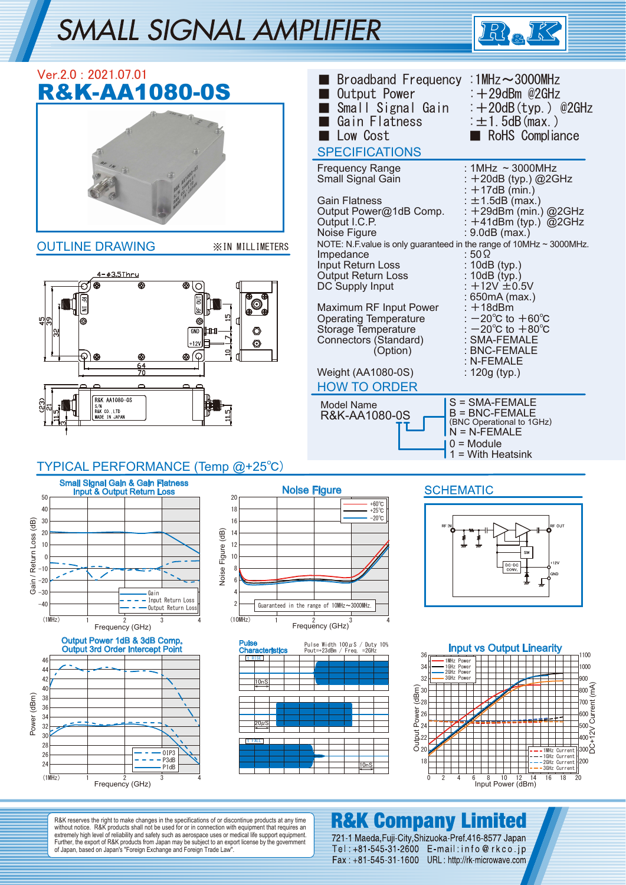# SMALL SIGNAL AMPLIFIER

Ver.2.0 : 2021.07.01

## R&K-AA1080-0S

- Broadband Frequency : 1MHz～3000MHz
- Output Power : ＋29dBm @2GHz
- Small Signal Gain : ＋20dB(typ.) @2GHz
- Gain Flatness : ±1.5dB(max.)
- Low Cost
- RoHS Compliance

## SPECIFICATIONS

| | |
|---|---|
| Frequency Range | : 1MHz ~ 3000MHz |
| Small Signal Gain | : ＋20dB (typ.) @2GHz |
| | : ＋17dB (min.) |
| Gain Flatness | : ±1.5dB (max.) |
| Output Power@1dB Comp. | : ＋29dBm (min.) @2GHz |
| Output I.C.P. | : ＋41dBm (typ.) @2GHz |
| Noise Figure | : 9.0dB (max.) |

NOTE: N.F.value is only guaranteed in the range of 10MHz ~ 3000MHz.

| | |
|---|---|
| Impedance | : 50Ω |
| Input Return Loss | : 10dB (typ.) |
| Output Return Loss | : 10dB (typ.) |
| DC Supply Input | : ＋12V ±0.5V |
| | : 650mA (max.) |
| Maximum RF Input Power | : ＋18dBm |
| Operating Temperature | : −20℃ to ＋60℃ |
| Storage Temperature | : −20℃ to ＋80℃ |
| Connectors (Standard) | : SMA-FEMALE |
| (Option) | : BNC-FEMALE |
| | : N-FEMALE |
| Weight (AA1080-0S) | : 120g (typ.) |

## HOW TO ORDER

Model Name
R&K-AA1080-0S

- S = SMA-FEMALE
- B = BNC-FEMALE (BNC Operational to 1GHz)
- N = N-FEMALE

- 0 = Module
- 1 = With Heatsink

## OUTLINE DRAWING

※IN MILLIMETERS

## TYPICAL PERFORMANCE (Temp @+25℃)

Small Signal Gain & Gain Flatness, Input & Output Return Loss

Noise Figure

Output Power 1dB & 3dB Comp., Output 3rd Order Intercept Point

Pulse Characteristics (Pulse Width 100μS / Duty 10%, Pout=+23dBm / Freq. =2GHz)

Input vs Output Linearity

## SCHEMATIC

R&K reserves the right to make changes in the specifications of or discontinue products at any time without notice. R&K products shall not be used for or in connection with equipment that requires an extremely high level of reliability and safety such as aerospace uses or medical life support equipment. Further, the export of R&K products from Japan may be subject to an export license by the government of Japan, based on Japan's "Foreign Exchange and Foreign Trade Law".

**R&K Company Limited**
721-1 Maeda,Fuji-City,Shizuoka-Pref.416-8577 Japan
Tel : +81-545-31-2600 E-mail : info@rkco.jp
Fax : +81-545-31-1600 URL : http://rk-microwave.com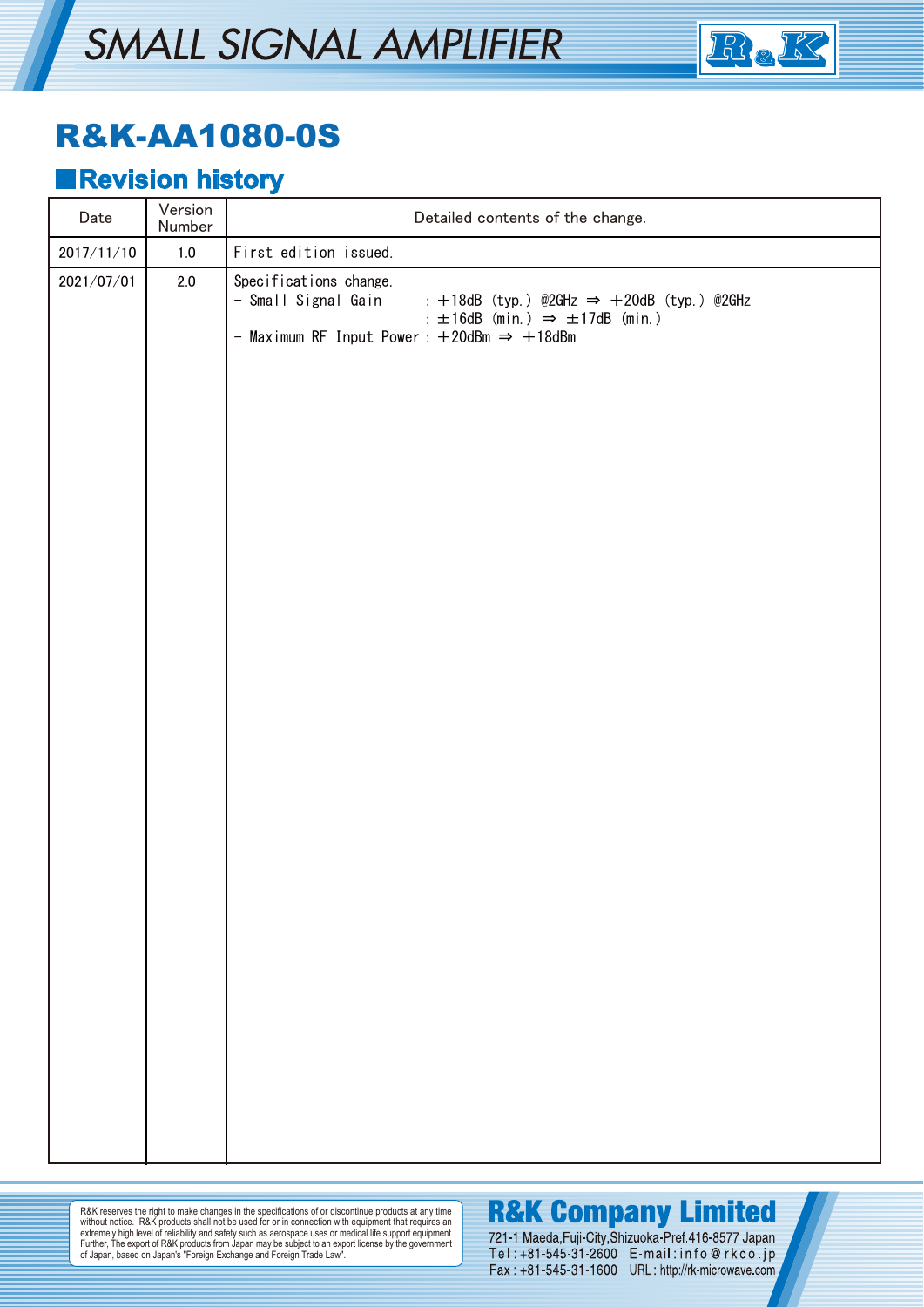# R&K-AA1080-0S

## Revision history

| Date | Version Number | Detailed contents of the change. |
|---|---|---|
| 2017/11/10 | 1.0 | First edition issued. |
| 2021/07/01 | 2.0 | Specifications change.<br>- Small Signal Gain : +18dB (typ.) @2GHz ⇒ +20dB (typ.) @2GHz<br>: ±16dB (min.) ⇒ ±17dB (min.)<br>- Maximum RF Input Power : +20dBm ⇒ +18dBm |

R&K reserves the right to make changes in the specifications of or discontinue products at any time without notice. R&K products shall not be used for or in connection with equipment that requires an extremely high level of reliability and safety such as aerospace uses or medical life support equipment Further, The export of R&K products from Japan may be subject to an export license by the government of Japan, based on Japan's "Foreign Exchange and Foreign Trade Law".

**R&K Company Limited**
721-1 Maeda,Fuji-City,Shizuoka-Pref.416-8577 Japan
Tel : +81-545-31-2600 E-mail : info@rkco.jp
Fax : +81-545-31-1600 URL : http://rk-microwave.com